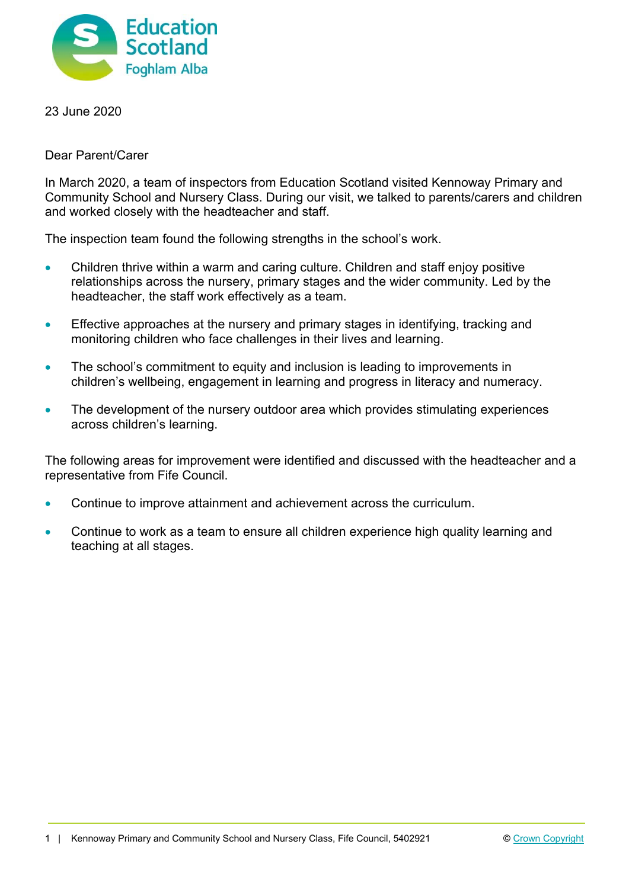23 June 2020

Dear Parent/Carer

In March 2020, a team of inspectors from Education Scotland visited Kennoway Primary and Community School and Nursery Class. During our visit, we talked to parents/carers and children and worked closely with the headteacher and staff.

The inspection team found the following strengths in the school's work.

- Children thrive within a warm and caring culture. Children and staff enjoy positive relationships across the nursery, primary stages and the wider community. Led by the headteacher, the staff work effectively as a team.
- Effective approaches at the nursery and primary stages in identifying, tracking and monitoring children who face challenges in their lives and learning.
- The school's commitment to equity and inclusion is leading to improvements in children's wellbeing, engagement in learning and progress in literacy and numeracy.
- The development of the nursery outdoor area which provides stimulating experiences across children's learning.

The following areas for improvement were identified and discussed with the headteacher and a representative from Fife Council.

- Continue to improve attainment and achievement across the curriculum.
- Continue to work as a team to ensure all children experience high quality learning and teaching at all stages.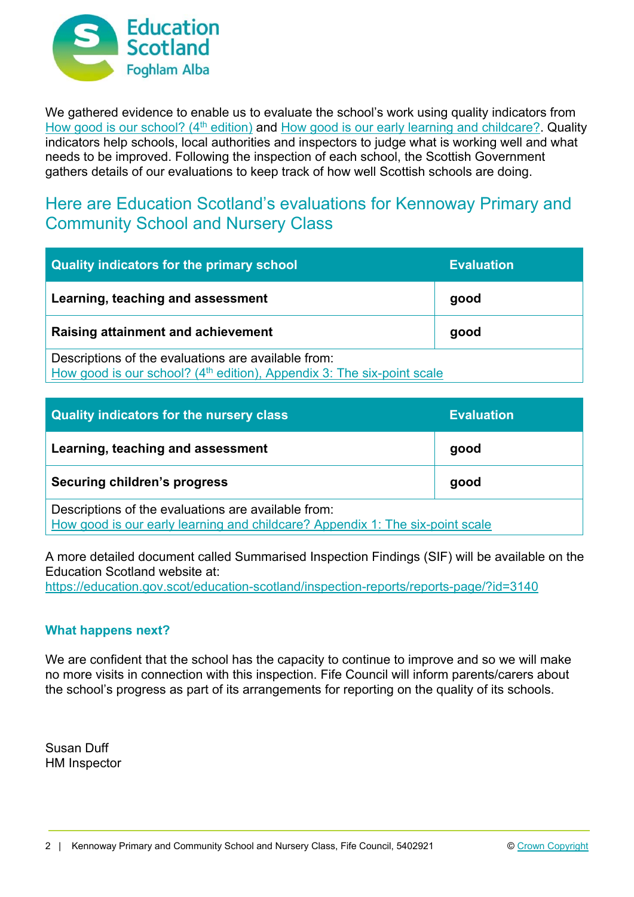We gathered evidence to enable us to evaluate the school's work using quality indicators from How good is our school? (4th edition) and How good is our early learning and childcare?. Quality indicators help schools, local authorities and inspectors to judge what is working well and what needs to be improved. Following the inspection of each school, the Scottish Government gathers details of our evaluations to keep track of how well Scottish schools are doing.

## Here are Education Scotland's evaluations for Kennoway Primary and Community School and Nursery Class

| Quality indicators for the primary school | Evaluation |
|---|---|
| **Learning, teaching and assessment** | **good** |
| **Raising attainment and achievement** | **good** |
| Descriptions of the evaluations are available from: How good is our school? (4th edition), Appendix 3: The six-point scale | |

| Quality indicators for the nursery class | Evaluation |
|---|---|
| **Learning, teaching and assessment** | **good** |
| **Securing children's progress** | **good** |
| Descriptions of the evaluations are available from: How good is our early learning and childcare? Appendix 1: The six-point scale | |

A more detailed document called Summarised Inspection Findings (SIF) will be available on the Education Scotland website at:
https://education.gov.scot/education-scotland/inspection-reports/reports-page/?id=3140

### What happens next?

We are confident that the school has the capacity to continue to improve and so we will make no more visits in connection with this inspection. Fife Council will inform parents/carers about the school's progress as part of its arrangements for reporting on the quality of its schools.

Susan Duff
HM Inspector